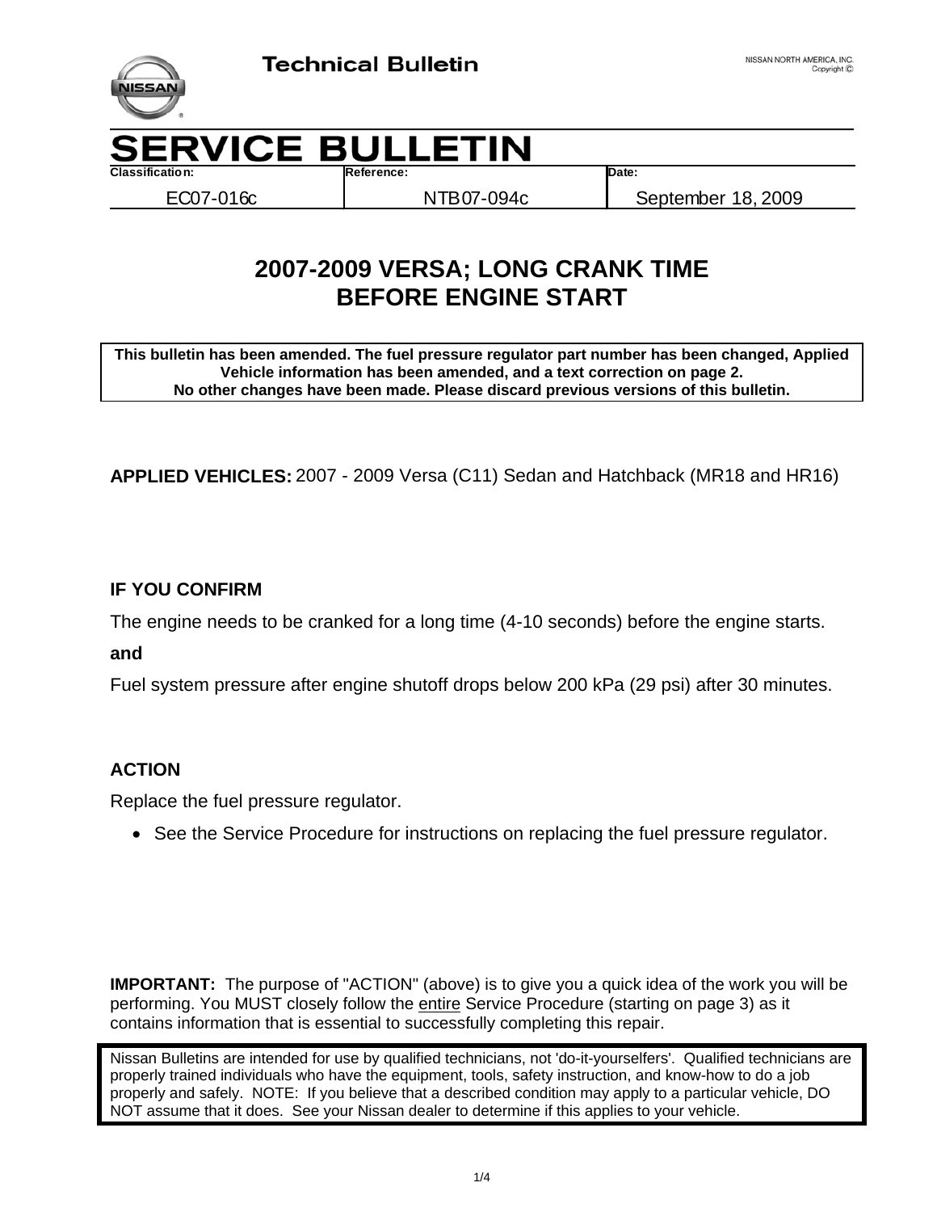Technical Bulletin

NISSAN NORTH AMERICA, INC.
Copyright ©

# SERVICE BULLETIN

| Classification: | Reference: | Date: |
|---|---|---|
| EC07-016c | NTB07-094c | September 18, 2009 |

## 2007-2009 VERSA; LONG CRANK TIME BEFORE ENGINE START

**This bulletin has been amended. The fuel pressure regulator part number has been changed, Applied Vehicle information has been amended, and a text correction on page 2.**
**No other changes have been made. Please discard previous versions of this bulletin.**

**APPLIED VEHICLES:** 2007 - 2009 Versa (C11) Sedan and Hatchback (MR18 and HR16)

### IF YOU CONFIRM

The engine needs to be cranked for a long time (4-10 seconds) before the engine starts.

**and**

Fuel system pressure after engine shutoff drops below 200 kPa (29 psi) after 30 minutes.

### ACTION

Replace the fuel pressure regulator.

- See the Service Procedure for instructions on replacing the fuel pressure regulator.

**IMPORTANT:** The purpose of "ACTION" (above) is to give you a quick idea of the work you will be performing. You MUST closely follow the entire Service Procedure (starting on page 3) as it contains information that is essential to successfully completing this repair.

Nissan Bulletins are intended for use by qualified technicians, not 'do-it-yourselfers'. Qualified technicians are properly trained individuals who have the equipment, tools, safety instruction, and know-how to do a job properly and safely. NOTE: If you believe that a described condition may apply to a particular vehicle, DO NOT assume that it does. See your Nissan dealer to determine if this applies to your vehicle.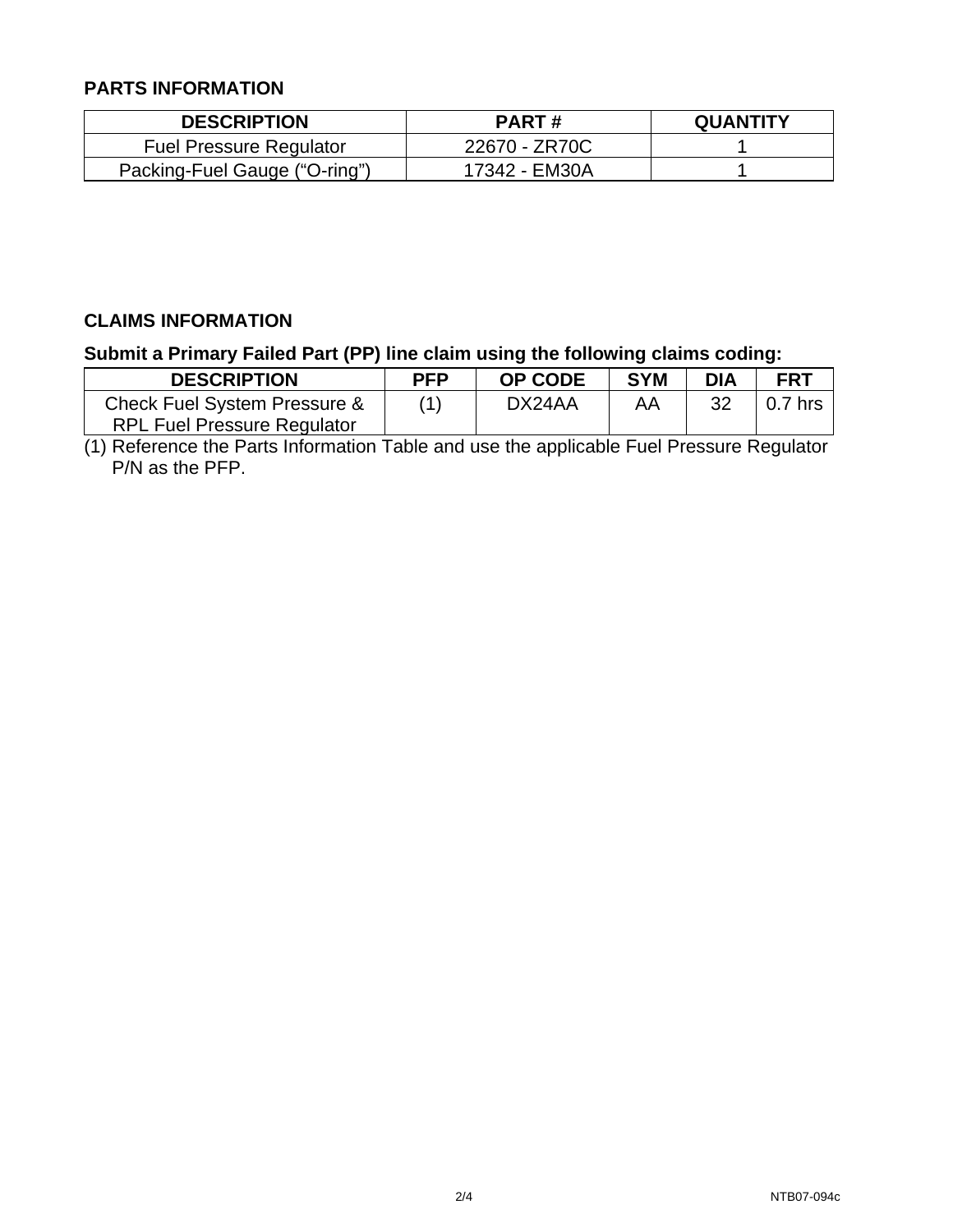## PARTS INFORMATION

| DESCRIPTION | PART # | QUANTITY |
|---|---|---|
| Fuel Pressure Regulator | 22670 - ZR70C | 1 |
| Packing-Fuel Gauge ("O-ring") | 17342 - EM30A | 1 |

## CLAIMS INFORMATION

**Submit a Primary Failed Part (PP) line claim using the following claims coding:**

| DESCRIPTION | PFP | OP CODE | SYM | DIA | FRT |
|---|---|---|---|---|---|
| Check Fuel System Pressure & RPL Fuel Pressure Regulator | (1) | DX24AA | AA | 32 | 0.7 hrs |

(1) Reference the Parts Information Table and use the applicable Fuel Pressure Regulator P/N as the PFP.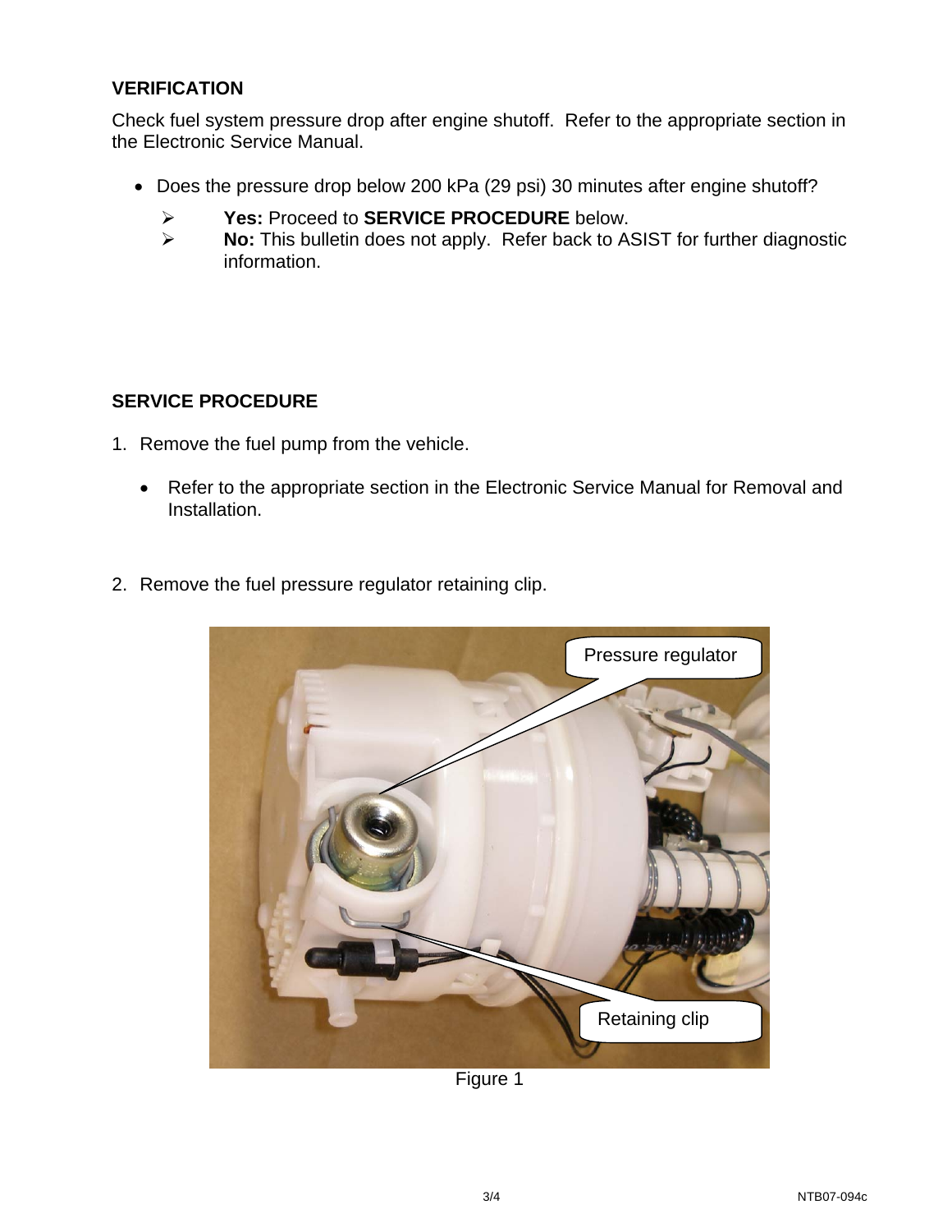## VERIFICATION

Check fuel system pressure drop after engine shutoff. Refer to the appropriate section in the Electronic Service Manual.

- Does the pressure drop below 200 kPa (29 psi) 30 minutes after engine shutoff?
  - **Yes:** Proceed to **SERVICE PROCEDURE** below.
  - **No:** This bulletin does not apply. Refer back to ASIST for further diagnostic information.

## SERVICE PROCEDURE

1. Remove the fuel pump from the vehicle.

   - Refer to the appropriate section in the Electronic Service Manual for Removal and Installation.

2. Remove the fuel pressure regulator retaining clip.

Pressure regulator

Retaining clip

Figure 1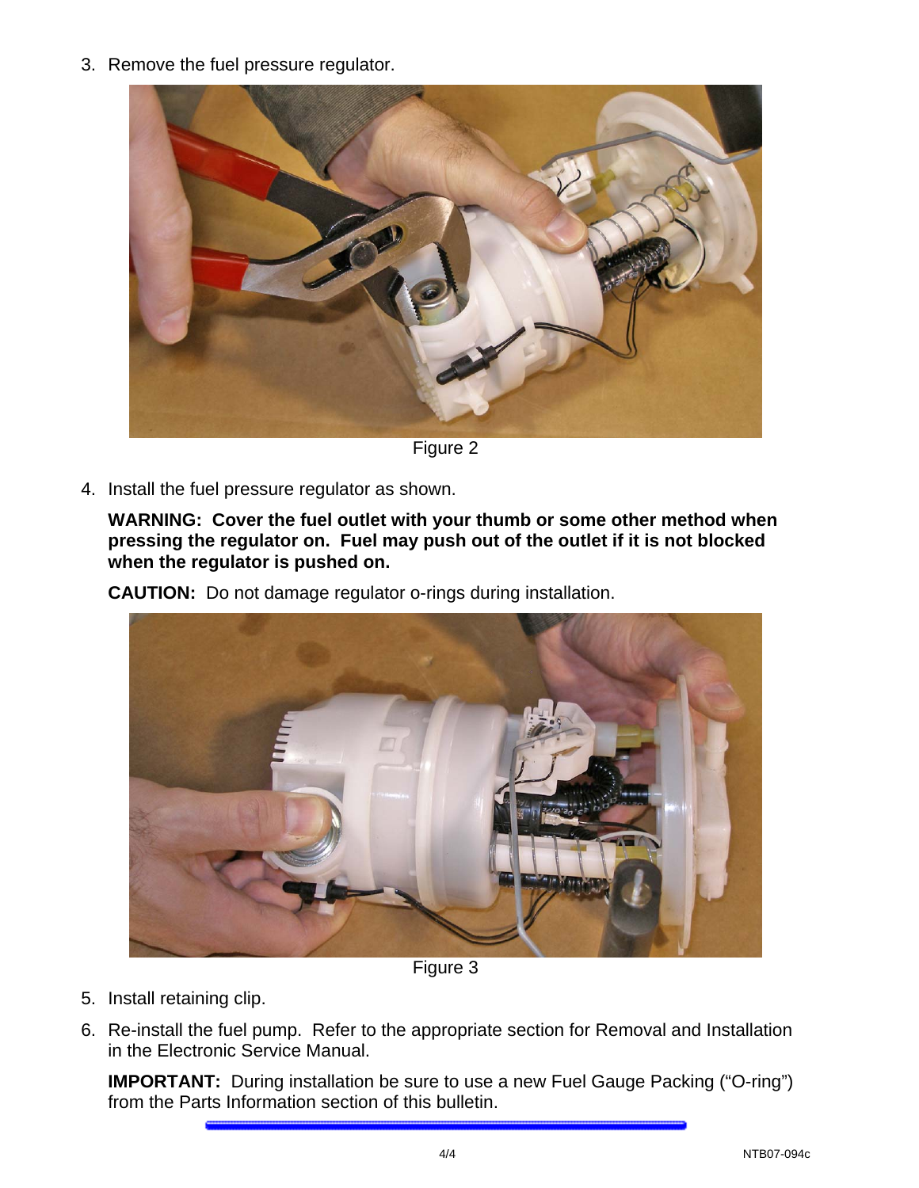3. Remove the fuel pressure regulator.

Figure 2

4. Install the fuel pressure regulator as shown.

   **WARNING: Cover the fuel outlet with your thumb or some other method when pressing the regulator on. Fuel may push out of the outlet if it is not blocked when the regulator is pushed on.**

   **CAUTION:** Do not damage regulator o-rings during installation.

Figure 3

5. Install retaining clip.
6. Re-install the fuel pump. Refer to the appropriate section for Removal and Installation in the Electronic Service Manual.

   **IMPORTANT:** During installation be sure to use a new Fuel Gauge Packing ("O-ring") from the Parts Information section of this bulletin.